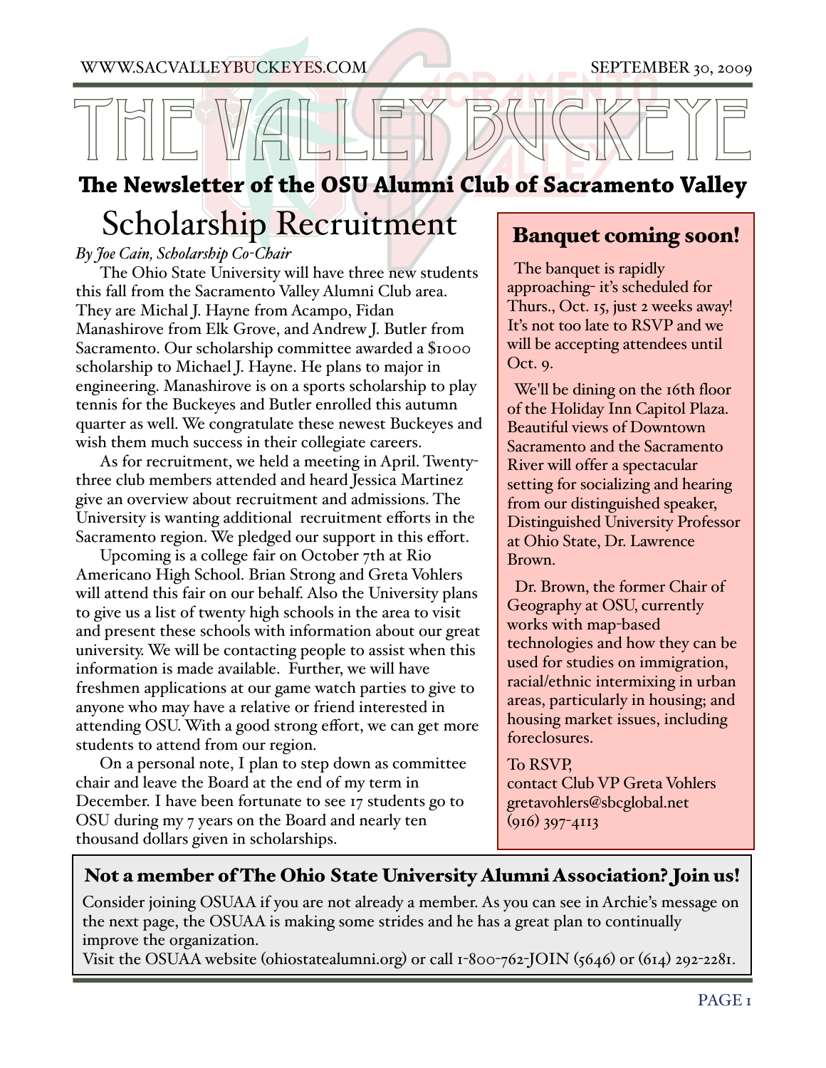WWW.SACVALLEYBUCKEYES.COM SEPTEMBER 30, 2009

# THE VALLEY BUCKEYE

## The Newsletter of the OSU Alumni Club of Sacramento Valley

## Scholarship Recruitment

*By Joe Cain, Scholarship Co-Chair*

The Ohio State University will have three new students this fall from the Sacramento Valley Alumni Club area. They are Michal J. Hayne from Acampo, Fidan Manashirove from Elk Grove, and Andrew J. Butler from Sacramento. Our scholarship committee awarded a $1000 scholarship to Michael J. Hayne. He plans to major in engineering. Manashirove is on a sports scholarship to play tennis for the Buckeyes and Butler enrolled this autumn quarter as well. We congratulate these newest Buckeyes and wish them much success in their collegiate careers.

As for recruitment, we held a meeting in April. Twenty-three club members attended and heard Jessica Martinez give an overview about recruitment and admissions. The University is wanting additional recruitment efforts in the Sacramento region. We pledged our support in this effort.

Upcoming is a college fair on October 7th at Rio Americano High School. Brian Strong and Greta Vohlers will attend this fair on our behalf. Also the University plans to give us a list of twenty high schools in the area to visit and present these schools with information about our great university. We will be contacting people to assist when this information is made available. Further, we will have freshmen applications at our game watch parties to give to anyone who may have a relative or friend interested in attending OSU. With a good strong effort, we can get more students to attend from our region.

On a personal note, I plan to step down as committee chair and leave the Board at the end of my term in December. I have been fortunate to see 17 students go to OSU during my 7 years on the Board and nearly ten thousand dollars given in scholarships.

### Banquet coming soon!

The banquet is rapidly approaching- it's scheduled for Thurs., Oct. 15, just 2 weeks away! It's not too late to RSVP and we will be accepting attendees until Oct. 9.

We'll be dining on the 16th floor of the Holiday Inn Capitol Plaza. Beautiful views of Downtown Sacramento and the Sacramento River will offer a spectacular setting for socializing and hearing from our distinguished speaker, Distinguished University Professor at Ohio State, Dr. Lawrence Brown.

Dr. Brown, the former Chair of Geography at OSU, currently works with map-based technologies and how they can be used for studies on immigration, racial/ethnic intermixing in urban areas, particularly in housing; and housing market issues, including foreclosures.

To RSVP,
contact Club VP Greta Vohlers
gretavohlers@sbcglobal.net
(916) 397-4113

### Not a member of The Ohio State University Alumni Association? Join us!

Consider joining OSUAA if you are not already a member. As you can see in Archie's message on the next page, the OSUAA is making some strides and he has a great plan to continually improve the organization.
Visit the OSUAA website (ohiostatealumni.org) or call 1-800-762-JOIN (5646) or (614) 292-2281.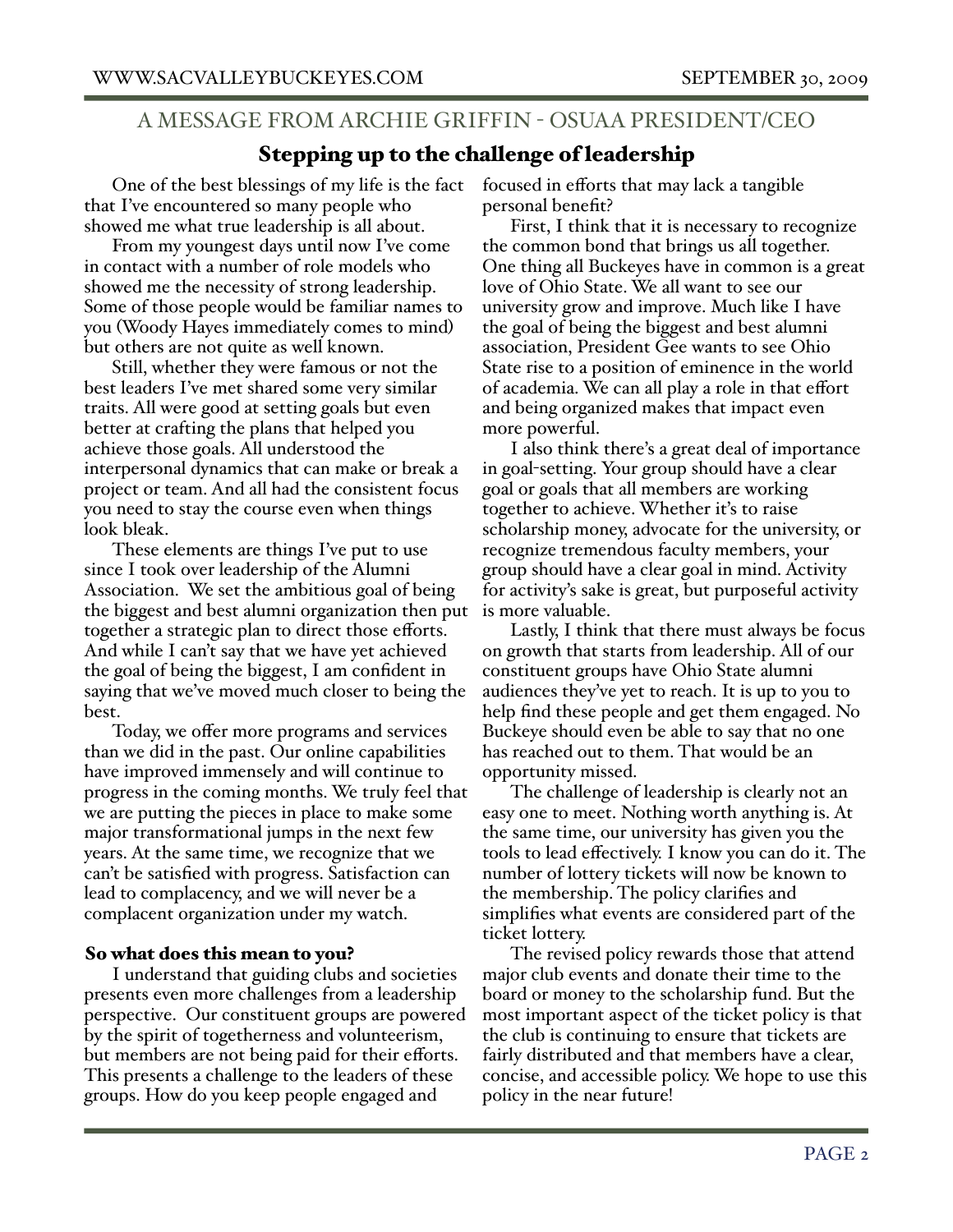## A MESSAGE FROM ARCHIE GRIFFIN - OSUAA PRESIDENT/CEO

### Stepping up to the challenge of leadership

One of the best blessings of my life is the fact that I've encountered so many people who showed me what true leadership is all about.

From my youngest days until now I've come in contact with a number of role models who showed me the necessity of strong leadership. Some of those people would be familiar names to you (Woody Hayes immediately comes to mind) but others are not quite as well known.

Still, whether they were famous or not the best leaders I've met shared some very similar traits. All were good at setting goals but even better at crafting the plans that helped you achieve those goals. All understood the interpersonal dynamics that can make or break a project or team. And all had the consistent focus you need to stay the course even when things look bleak.

These elements are things I've put to use since I took over leadership of the Alumni Association. We set the ambitious goal of being the biggest and best alumni organization then put together a strategic plan to direct those efforts. And while I can't say that we have yet achieved the goal of being the biggest, I am confident in saying that we've moved much closer to being the best.

Today, we offer more programs and services than we did in the past. Our online capabilities have improved immensely and will continue to progress in the coming months. We truly feel that we are putting the pieces in place to make some major transformational jumps in the next few years. At the same time, we recognize that we can't be satisfied with progress. Satisfaction can lead to complacency, and we will never be a complacent organization under my watch.

#### So what does this mean to you?

I understand that guiding clubs and societies presents even more challenges from a leadership perspective. Our constituent groups are powered by the spirit of togetherness and volunteerism, but members are not being paid for their efforts. This presents a challenge to the leaders of these groups. How do you keep people engaged and focused in efforts that may lack a tangible personal benefit?

First, I think that it is necessary to recognize the common bond that brings us all together. One thing all Buckeyes have in common is a great love of Ohio State. We all want to see our university grow and improve. Much like I have the goal of being the biggest and best alumni association, President Gee wants to see Ohio State rise to a position of eminence in the world of academia. We can all play a role in that effort and being organized makes that impact even more powerful.

I also think there's a great deal of importance in goal-setting. Your group should have a clear goal or goals that all members are working together to achieve. Whether it's to raise scholarship money, advocate for the university, or recognize tremendous faculty members, your group should have a clear goal in mind. Activity for activity's sake is great, but purposeful activity is more valuable.

Lastly, I think that there must always be focus on growth that starts from leadership. All of our constituent groups have Ohio State alumni audiences they've yet to reach. It is up to you to help find these people and get them engaged. No Buckeye should even be able to say that no one has reached out to them. That would be an opportunity missed.

The challenge of leadership is clearly not an easy one to meet. Nothing worth anything is. At the same time, our university has given you the tools to lead effectively. I know you can do it. The number of lottery tickets will now be known to the membership. The policy clarifies and simplifies what events are considered part of the ticket lottery.

The revised policy rewards those that attend major club events and donate their time to the board or money to the scholarship fund. But the most important aspect of the ticket policy is that the club is continuing to ensure that tickets are fairly distributed and that members have a clear, concise, and accessible policy. We hope to use this policy in the near future!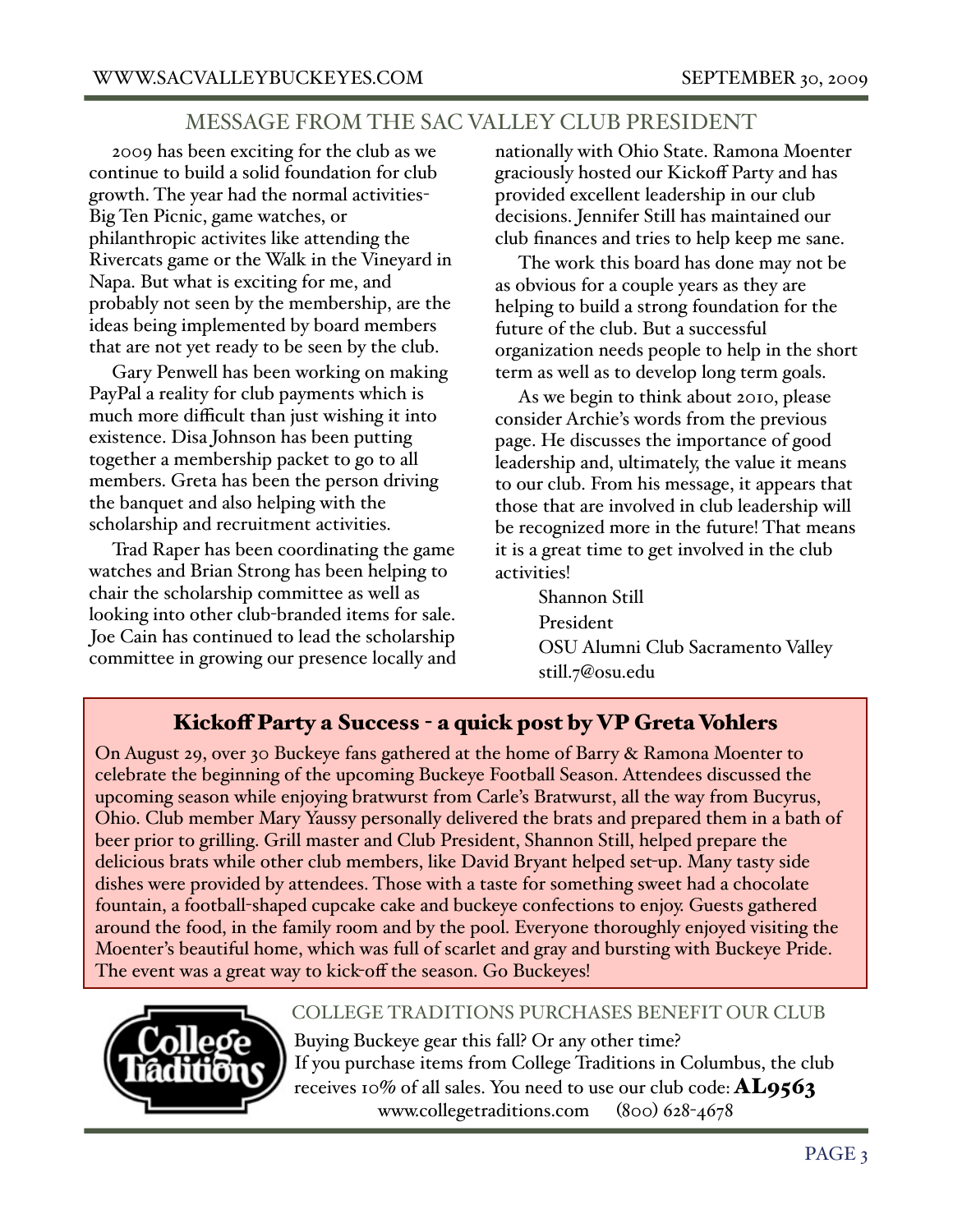## MESSAGE FROM THE SAC VALLEY CLUB PRESIDENT

2009 has been exciting for the club as we continue to build a solid foundation for club growth. The year had the normal activities- Big Ten Picnic, game watches, or philanthropic activites like attending the Rivercats game or the Walk in the Vineyard in Napa. But what is exciting for me, and probably not seen by the membership, are the ideas being implemented by board members that are not yet ready to be seen by the club.

Gary Penwell has been working on making PayPal a reality for club payments which is much more difficult than just wishing it into existence. Disa Johnson has been putting together a membership packet to go to all members. Greta has been the person driving the banquet and also helping with the scholarship and recruitment activities.

Trad Raper has been coordinating the game watches and Brian Strong has been helping to chair the scholarship committee as well as looking into other club-branded items for sale. Joe Cain has continued to lead the scholarship committee in growing our presence locally and nationally with Ohio State. Ramona Moenter graciously hosted our Kickoff Party and has provided excellent leadership in our club decisions. Jennifer Still has maintained our club finances and tries to help keep me sane.

The work this board has done may not be as obvious for a couple years as they are helping to build a strong foundation for the future of the club. But a successful organization needs people to help in the short term as well as to develop long term goals.

As we begin to think about 2010, please consider Archie's words from the previous page. He discusses the importance of good leadership and, ultimately, the value it means to our club. From his message, it appears that those that are involved in club leadership will be recognized more in the future! That means it is a great time to get involved in the club activities!

Shannon Still
President
OSU Alumni Club Sacramento Valley
still.7@osu.edu

### Kickoff Party a Success - a quick post by VP Greta Vohlers

On August 29, over 30 Buckeye fans gathered at the home of Barry & Ramona Moenter to celebrate the beginning of the upcoming Buckeye Football Season. Attendees discussed the upcoming season while enjoying bratwurst from Carle's Bratwurst, all the way from Bucyrus, Ohio. Club member Mary Yaussy personally delivered the brats and prepared them in a bath of beer prior to grilling. Grill master and Club President, Shannon Still, helped prepare the delicious brats while other club members, like David Bryant helped set-up. Many tasty side dishes were provided by attendees. Those with a taste for something sweet had a chocolate fountain, a football-shaped cupcake cake and buckeye confections to enjoy. Guests gathered around the food, in the family room and by the pool. Everyone thoroughly enjoyed visiting the Moenter's beautiful home, which was full of scarlet and gray and bursting with Buckeye Pride. The event was a great way to kick-off the season. Go Buckeyes!

## COLLEGE TRADITIONS PURCHASES BENEFIT OUR CLUB

College Traditions

Buying Buckeye gear this fall? Or any other time?
If you purchase items from College Traditions in Columbus, the club receives 10% of all sales. You need to use our club code: **AL9563**
www.collegetraditions.com (800) 628-4678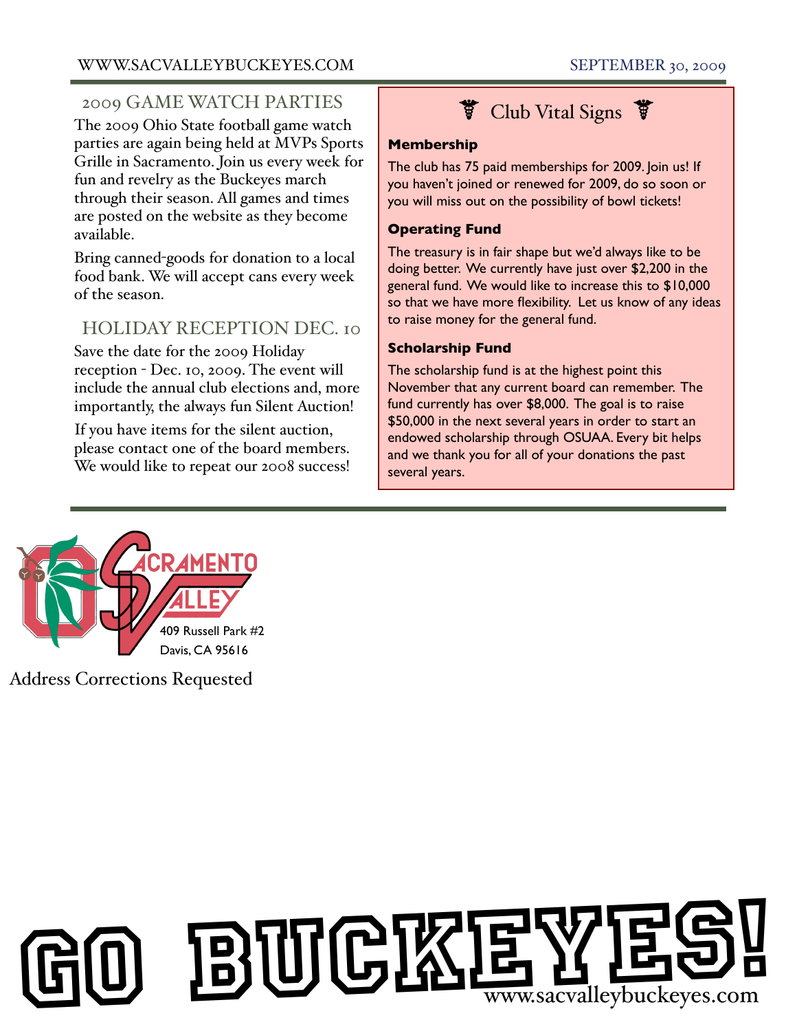## 2009 GAME WATCH PARTIES

The 2009 Ohio State football game watch parties are again being held at MVPs Sports Grille in Sacramento. Join us every week for fun and revelry as the Buckeyes march through their season. All games and times are posted on the website as they become available.

Bring canned-goods for donation to a local food bank. We will accept cans every week of the season.

## HOLIDAY RECEPTION DEC. 10

Save the date for the 2009 Holiday reception - Dec. 10, 2009. The event will include the annual club elections and, more importantly, the always fun Silent Auction!

If you have items for the silent auction, please contact one of the board members. We would like to repeat our 2008 success!

## Club Vital Signs

### Membership

The club has 75 paid memberships for 2009. Join us! If you haven't joined or renewed for 2009, do so soon or you will miss out on the possibility of bowl tickets!

### Operating Fund

The treasury is in fair shape but we'd always like to be doing better. We currently have just over $2,200 in the general fund. We would like to increase this to $10,000 so that we have more flexibility. Let us know of any ideas to raise money for the general fund.

### Scholarship Fund

The scholarship fund is at the highest point this November that any current board can remember. The fund currently has over $8,000. The goal is to raise $50,000 in the next several years in order to start an endowed scholarship through OSUAA. Every bit helps and we thank you for all of your donations the past several years.

Sacramento Valley
409 Russell Park #2
Davis, CA 95616

Address Corrections Requested

# GO BUCKEYES!

www.sacvalleybuckeyes.com